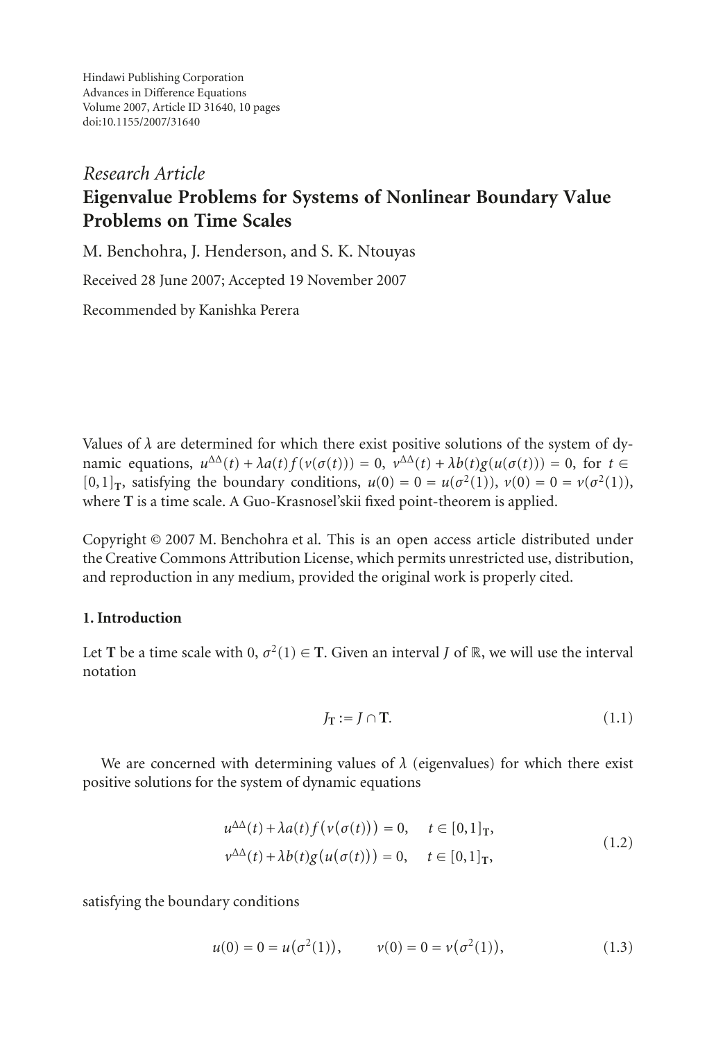Hindawi Publishing Corporation
Advances in Difference Equations
Volume 2007, Article ID 31640, 10 pages
doi:10.1155/2007/31640

*Research Article*

# Eigenvalue Problems for Systems of Nonlinear Boundary Value Problems on Time Scales

M. Benchohra, J. Henderson, and S. K. Ntouyas

Received 28 June 2007; Accepted 19 November 2007

Recommended by Kanishka Perera

Values of $\lambda$ are determined for which there exist positive solutions of the system of dynamic equations, $u^{\Delta\Delta}(t) + \lambda a(t) f(v(\sigma(t))) = 0$, $v^{\Delta\Delta}(t) + \lambda b(t) g(u(\sigma(t))) = 0$, for $t \in [0,1]_{\mathbf{T}}$, satisfying the boundary conditions, $u(0) = 0 = u(\sigma^2(1))$, $v(0) = 0 = v(\sigma^2(1))$, where $\mathbf{T}$ is a time scale. A Guo-Krasnosel'skii fixed point-theorem is applied.

Copyright © 2007 M. Benchohra et al. This is an open access article distributed under the Creative Commons Attribution License, which permits unrestricted use, distribution, and reproduction in any medium, provided the original work is properly cited.

## 1. Introduction

Let $\mathbf{T}$ be a time scale with $0, \sigma^2(1) \in \mathbf{T}$. Given an interval $J$ of $\mathbb{R}$, we will use the interval notation

$$J_{\mathbf{T}} := J \cap \mathbf{T}. \tag{1.1}$$

We are concerned with determining values of $\lambda$ (eigenvalues) for which there exist positive solutions for the system of dynamic equations

$$\begin{aligned} u^{\Delta\Delta}(t) + \lambda a(t) f\big(v(\sigma(t))\big) = 0, \quad t \in [0,1]_{\mathbf{T}}, \\ v^{\Delta\Delta}(t) + \lambda b(t) g\big(u(\sigma(t))\big) = 0, \quad t \in [0,1]_{\mathbf{T}}, \end{aligned} \tag{1.2}$$

satisfying the boundary conditions

$$u(0) = 0 = u\big(\sigma^2(1)\big), \qquad v(0) = 0 = v\big(\sigma^2(1)\big), \tag{1.3}$$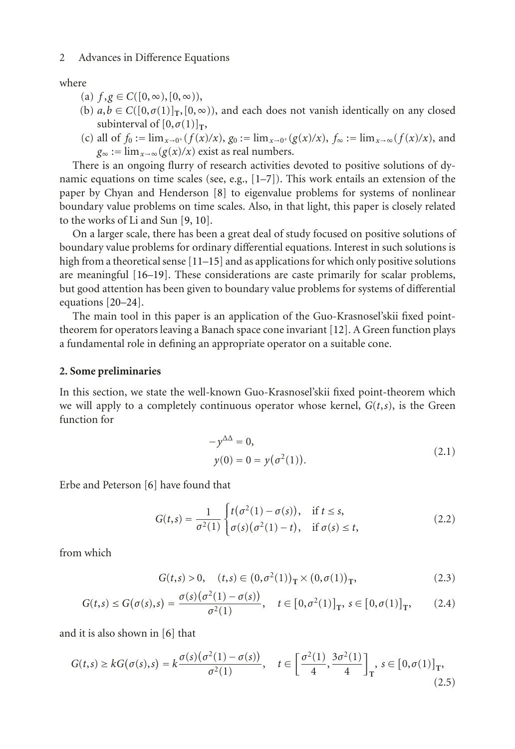where

(a) $f,g \in C([0,\infty),[0,\infty))$,

(b) $a,b \in C([0,\sigma(1)]_{\mathbf{T}},[0,\infty))$, and each does not vanish identically on any closed subinterval of $[0,\sigma(1)]_{\mathbf{T}}$,

(c) all of $f_0 := \lim_{x\to 0^+}(f(x)/x)$, $g_0 := \lim_{x\to 0^+}(g(x)/x)$, $f_\infty := \lim_{x\to\infty}(f(x)/x)$, and $g_\infty := \lim_{x\to\infty}(g(x)/x)$ exist as real numbers.

There is an ongoing flurry of research activities devoted to positive solutions of dynamic equations on time scales (see, e.g., [1–7]). This work entails an extension of the paper by Chyan and Henderson [8] to eigenvalue problems for systems of nonlinear boundary value problems on time scales. Also, in that light, this paper is closely related to the works of Li and Sun [9, 10].

On a larger scale, there has been a great deal of study focused on positive solutions of boundary value problems for ordinary differential equations. Interest in such solutions is high from a theoretical sense [11–15] and as applications for which only positive solutions are meaningful [16–19]. These considerations are caste primarily for scalar problems, but good attention has been given to boundary value problems for systems of differential equations [20–24].

The main tool in this paper is an application of the Guo-Krasnosel'skii fixed point-theorem for operators leaving a Banach space cone invariant [12]. A Green function plays a fundamental role in defining an appropriate operator on a suitable cone.

## 2. Some preliminaries

In this section, we state the well-known Guo-Krasnosel'skii fixed point-theorem which we will apply to a completely continuous operator whose kernel, $G(t,s)$, is the Green function for

$$
\begin{gathered}
-y^{\Delta\Delta} = 0, \\
y(0) = 0 = y(\sigma^2(1)).
\end{gathered}
\tag{2.1}
$$

Erbe and Peterson [6] have found that

$$
G(t,s) = \frac{1}{\sigma^2(1)} \begin{cases} t(\sigma^2(1) - \sigma(s)), & \text{if } t \le s, \\ \sigma(s)(\sigma^2(1) - t), & \text{if } \sigma(s) \le t, \end{cases}
\tag{2.2}
$$

from which

$$
G(t,s) > 0, \quad (t,s) \in (0,\sigma^2(1))_{\mathbf{T}} \times (0,\sigma(1))_{\mathbf{T}},
\tag{2.3}
$$

$$
G(t,s) \le G(\sigma(s),s) = \frac{\sigma(s)(\sigma^2(1) - \sigma(s))}{\sigma^2(1)}, \quad t \in [0,\sigma^2(1)]_{\mathbf{T}},\ s \in [0,\sigma(1)]_{\mathbf{T}},
\tag{2.4}
$$

and it is also shown in [6] that

$$
G(t,s) \ge kG(\sigma(s),s) = k\frac{\sigma(s)(\sigma^2(1) - \sigma(s))}{\sigma^2(1)}, \quad t \in \left[\frac{\sigma^2(1)}{4}, \frac{3\sigma^2(1)}{4}\right]_{\mathbf{T}},\ s \in [0,\sigma(1)]_{\mathbf{T}},
\tag{2.5}
$$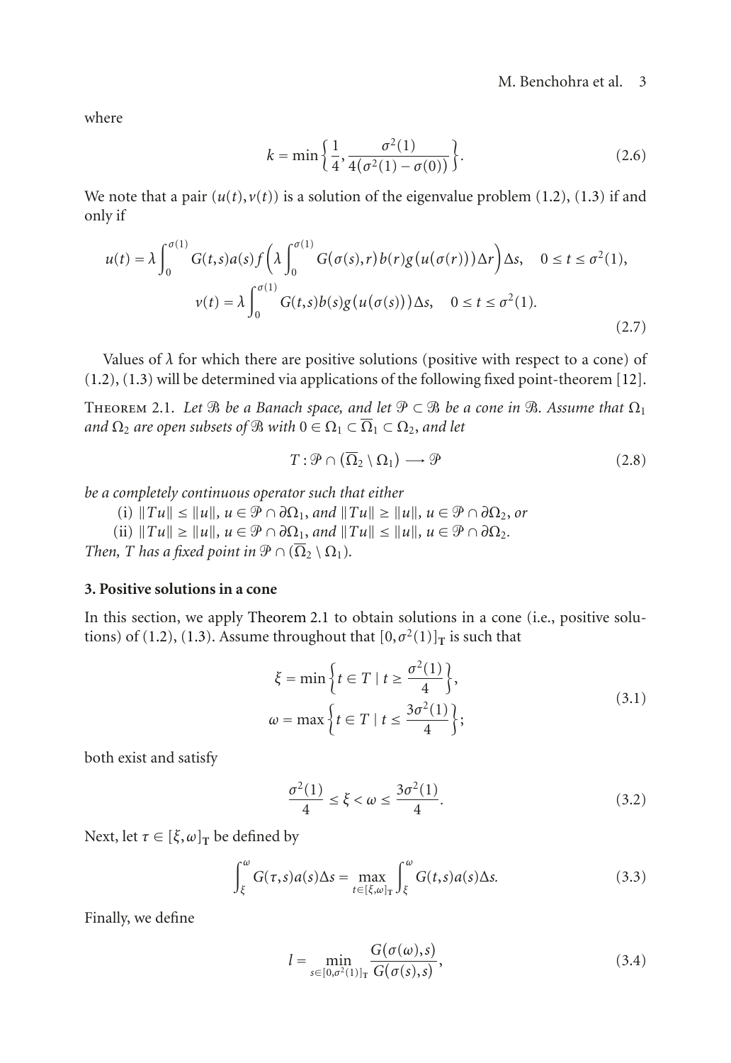where

$$k = \min\left\{\frac{1}{4}, \frac{\sigma^2(1)}{4(\sigma^2(1) - \sigma(0))}\right\}. \tag{2.6}$$

We note that a pair $(u(t), v(t))$ is a solution of the eigenvalue problem (1.2), (1.3) if and only if

$$\begin{gathered}
u(t) = \lambda \int_0^{\sigma(1)} G(t,s)a(s)f\left(\lambda \int_0^{\sigma(1)} G(\sigma(s),r)\,b(r)g\big(u(\sigma(r))\big)\Delta r\right)\Delta s, \quad 0 \le t \le \sigma^2(1), \\
v(t) = \lambda \int_0^{\sigma(1)} G(t,s)b(s)g\big(u(\sigma(s))\big)\Delta s, \quad 0 \le t \le \sigma^2(1).
\end{gathered} \tag{2.7}$$

Values of $\lambda$ for which there are positive solutions (positive with respect to a cone) of (1.2), (1.3) will be determined via applications of the following fixed point-theorem [12].

Theorem 2.1. *Let $\mathcal{B}$ be a Banach space, and let $\mathcal{P} \subset \mathcal{B}$ be a cone in $\mathcal{B}$. Assume that $\Omega_1$ and $\Omega_2$ are open subsets of $\mathcal{B}$ with $0 \in \Omega_1 \subset \overline{\Omega}_1 \subset \Omega_2$, and let*

$$T : \mathcal{P} \cap (\overline{\Omega}_2 \setminus \Omega_1) \longrightarrow \mathcal{P} \tag{2.8}$$

*be a completely continuous operator such that either*

(i) $\|Tu\| \le \|u\|$, $u \in \mathcal{P} \cap \partial\Omega_1$, *and* $\|Tu\| \ge \|u\|$, $u \in \mathcal{P} \cap \partial\Omega_2$, *or*

(ii) $\|Tu\| \ge \|u\|$, $u \in \mathcal{P} \cap \partial\Omega_1$, *and* $\|Tu\| \le \|u\|$, $u \in \mathcal{P} \cap \partial\Omega_2$.

*Then, $T$ has a fixed point in $\mathcal{P} \cap (\overline{\Omega}_2 \setminus \Omega_1)$.*

## 3. Positive solutions in a cone

In this section, we apply Theorem 2.1 to obtain solutions in a cone (i.e., positive solutions) of (1.2), (1.3). Assume throughout that $[0, \sigma^2(1)]_{\mathbf{T}}$ is such that

$$\begin{aligned}
\xi &= \min\left\{t \in T \mid t \ge \frac{\sigma^2(1)}{4}\right\}, \\
\omega &= \max\left\{t \in T \mid t \le \frac{3\sigma^2(1)}{4}\right\};
\end{aligned} \tag{3.1}$$

both exist and satisfy

$$\frac{\sigma^2(1)}{4} \le \xi < \omega \le \frac{3\sigma^2(1)}{4}. \tag{3.2}$$

Next, let $\tau \in [\xi, \omega]_{\mathbf{T}}$ be defined by

$$\int_\xi^\omega G(\tau,s)a(s)\Delta s = \max_{t \in [\xi,\omega]_{\mathbf{T}}} \int_\xi^\omega G(t,s)a(s)\Delta s. \tag{3.3}$$

Finally, we define

$$l = \min_{s \in [0,\sigma^2(1)]_{\mathbf{T}}} \frac{G(\sigma(\omega),s)}{G(\sigma(s),s)}, \tag{3.4}$$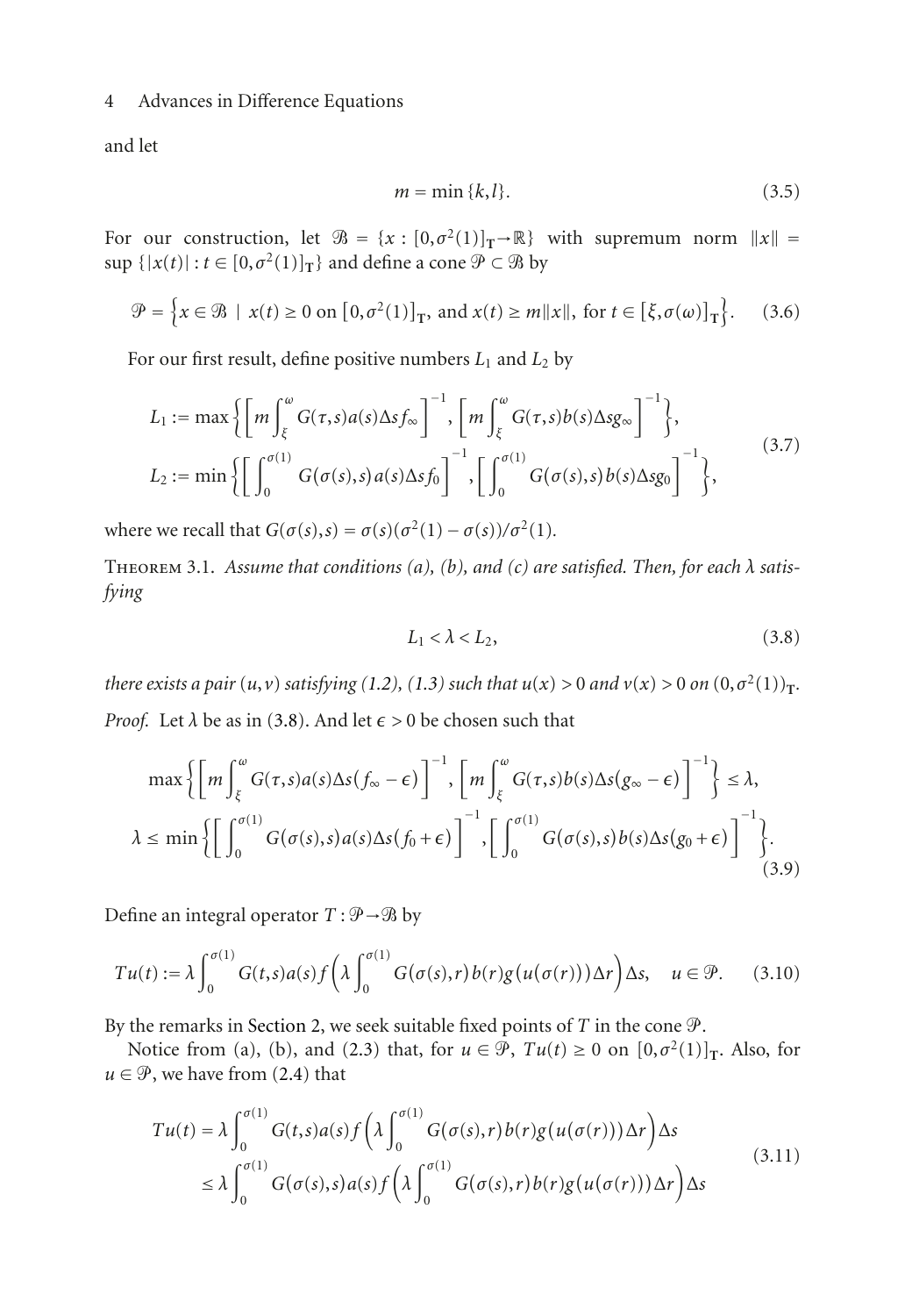and let

$$m = \min\{k, l\}. \tag{3.5}$$

For our construction, let $\mathcal{B} = \{x : [0, \sigma^2(1)]_{\mathbb{T}} \to \mathbb{R}\}$ with supremum norm $\|x\| = \sup\{|x(t)| : t \in [0, \sigma^2(1)]_{\mathbb{T}}\}$ and define a cone $\mathcal{P} \subset \mathcal{B}$ by

$$\mathcal{P} = \left\{x \in \mathcal{B} \mid x(t) \geq 0 \text{ on } [0, \sigma^2(1)]_{\mathbb{T}}, \text{ and } x(t) \geq m\|x\|, \text{ for } t \in [\xi, \sigma(\omega)]_{\mathbb{T}}\right\}. \tag{3.6}$$

For our first result, define positive numbers $L_1$ and $L_2$ by

$$\begin{aligned}
L_1 &:= \max\left\{\left[m\int_{\xi}^{\omega} G(\tau, s)a(s)\Delta s f_{\infty}\right]^{-1}, \left[m\int_{\xi}^{\omega} G(\tau, s)b(s)\Delta s g_{\infty}\right]^{-1}\right\}, \\
L_2 &:= \min\left\{\left[\int_{0}^{\sigma(1)} G(\sigma(s), s)a(s)\Delta s f_0\right]^{-1}, \left[\int_{0}^{\sigma(1)} G(\sigma(s), s)b(s)\Delta s g_0\right]^{-1}\right\},
\end{aligned} \tag{3.7}$$

where we recall that $G(\sigma(s), s) = \sigma(s)(\sigma^2(1) - \sigma(s))/\sigma^2(1)$.

Theorem 3.1. *Assume that conditions (a), (b), and (c) are satisfied. Then, for each $\lambda$ satisfying*

$$L_1 < \lambda < L_2, \tag{3.8}$$

*there exists a pair $(u, v)$ satisfying (1.2), (1.3) such that $u(x) > 0$ and $v(x) > 0$ on $(0, \sigma^2(1))_{\mathbb{T}}$.*

*Proof.* Let $\lambda$ be as in (3.8). And let $\epsilon > 0$ be chosen such that

$$\begin{aligned}
\max\left\{\left[m\int_{\xi}^{\omega} G(\tau, s)a(s)\Delta s(f_{\infty} - \epsilon)\right]^{-1}, \left[m\int_{\xi}^{\omega} G(\tau, s)b(s)\Delta s(g_{\infty} - \epsilon)\right]^{-1}\right\} \leq \lambda, \\
\lambda \leq \min\left\{\left[\int_{0}^{\sigma(1)} G(\sigma(s), s)a(s)\Delta s(f_0 + \epsilon)\right]^{-1}, \left[\int_{0}^{\sigma(1)} G(\sigma(s), s)b(s)\Delta s(g_0 + \epsilon)\right]^{-1}\right\}.
\end{aligned} \tag{3.9}$$

Define an integral operator $T : \mathcal{P} \to \mathcal{B}$ by

$$Tu(t) := \lambda \int_{0}^{\sigma(1)} G(t, s)a(s) f\left(\lambda \int_{0}^{\sigma(1)} G(\sigma(s), r)b(r)g(u(\sigma(r)))\Delta r\right)\Delta s, \quad u \in \mathcal{P}. \tag{3.10}$$

By the remarks in Section 2, we seek suitable fixed points of $T$ in the cone $\mathcal{P}$.

Notice from (a), (b), and (2.3) that, for $u \in \mathcal{P}$, $Tu(t) \geq 0$ on $[0, \sigma^2(1)]_{\mathbb{T}}$. Also, for $u \in \mathcal{P}$, we have from (2.4) that

$$\begin{aligned}
Tu(t) &= \lambda \int_{0}^{\sigma(1)} G(t, s)a(s) f\left(\lambda \int_{0}^{\sigma(1)} G(\sigma(s), r)b(r)g(u(\sigma(r)))\Delta r\right)\Delta s \\
&\leq \lambda \int_{0}^{\sigma(1)} G(\sigma(s), s)a(s) f\left(\lambda \int_{0}^{\sigma(1)} G(\sigma(s), r)b(r)g(u(\sigma(r)))\Delta r\right)\Delta s
\end{aligned} \tag{3.11}$$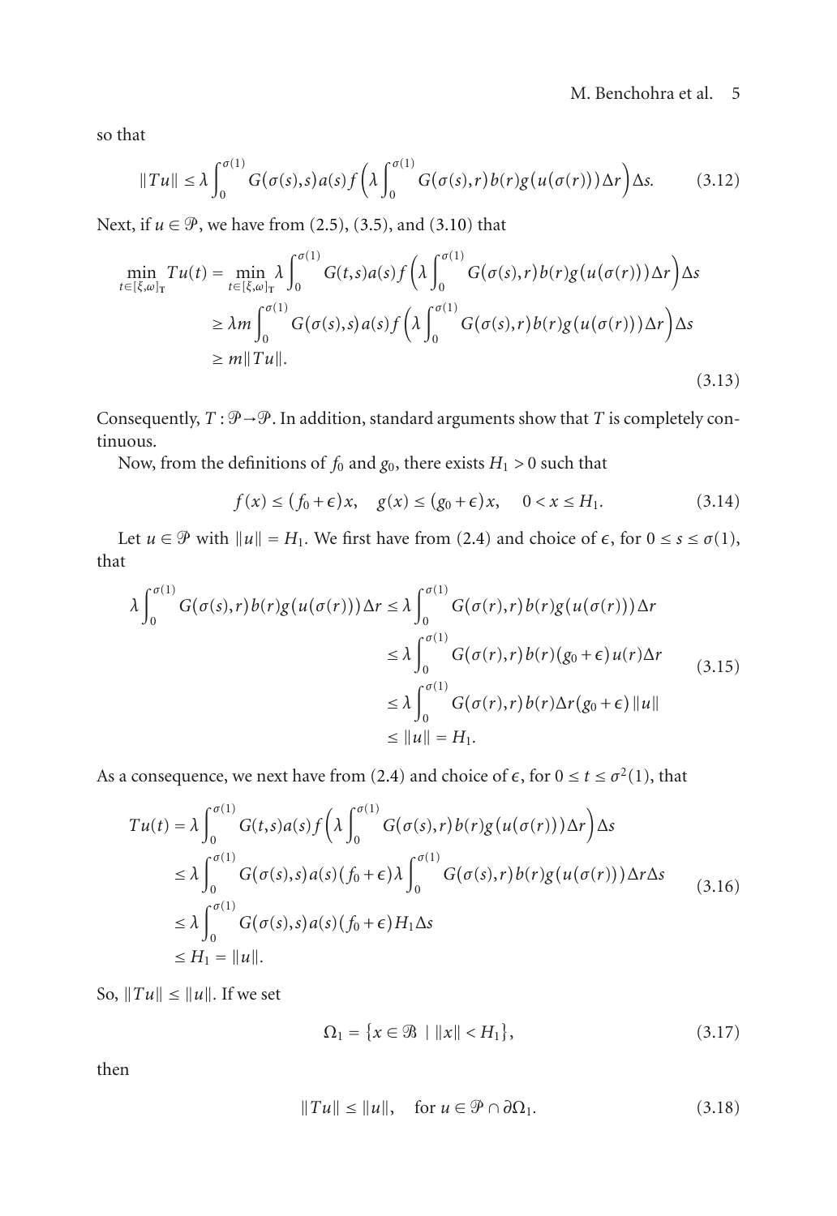so that

$$\|Tu\| \leq \lambda \int_0^{\sigma(1)} G(\sigma(s),s)a(s)f\left(\lambda \int_0^{\sigma(1)} G(\sigma(s),r)b(r)g(u(\sigma(r)))\Delta r\right)\Delta s. \tag{3.12}$$

Next, if $u \in \mathcal{P}$, we have from (2.5), (3.5), and (3.10) that

$$\begin{aligned}
\min_{t\in[\xi,\omega]_{\mathbb{T}}} Tu(t) &= \min_{t\in[\xi,\omega]_{\mathbb{T}}} \lambda \int_0^{\sigma(1)} G(t,s)a(s)f\left(\lambda \int_0^{\sigma(1)} G(\sigma(s),r)b(r)g(u(\sigma(r)))\Delta r\right)\Delta s \\
&\geq \lambda m \int_0^{\sigma(1)} G(\sigma(s),s)a(s)f\left(\lambda \int_0^{\sigma(1)} G(\sigma(s),r)b(r)g(u(\sigma(r)))\Delta r\right)\Delta s \\
&\geq m\|Tu\|.
\end{aligned} \tag{3.13}$$

Consequently, $T : \mathcal{P} \to \mathcal{P}$. In addition, standard arguments show that $T$ is completely continuous.

Now, from the definitions of $f_0$ and $g_0$, there exists $H_1 > 0$ such that

$$f(x) \leq (f_0 + \epsilon)x, \quad g(x) \leq (g_0 + \epsilon)x, \quad 0 < x \leq H_1. \tag{3.14}$$

Let $u \in \mathcal{P}$ with $\|u\| = H_1$. We first have from (2.4) and choice of $\epsilon$, for $0 \leq s \leq \sigma(1)$, that

$$\begin{aligned}
\lambda \int_0^{\sigma(1)} G(\sigma(s),r)b(r)g(u(\sigma(r)))\Delta r &\leq \lambda \int_0^{\sigma(1)} G(\sigma(r),r)b(r)g(u(\sigma(r)))\Delta r \\
&\leq \lambda \int_0^{\sigma(1)} G(\sigma(r),r)b(r)(g_0+\epsilon)u(r)\Delta r \\
&\leq \lambda \int_0^{\sigma(1)} G(\sigma(r),r)b(r)\Delta r (g_0+\epsilon)\|u\| \\
&\leq \|u\| = H_1.
\end{aligned} \tag{3.15}$$

As a consequence, we next have from (2.4) and choice of $\epsilon$, for $0 \leq t \leq \sigma^2(1)$, that

$$\begin{aligned}
Tu(t) &= \lambda \int_0^{\sigma(1)} G(t,s)a(s)f\left(\lambda \int_0^{\sigma(1)} G(\sigma(s),r)b(r)g(u(\sigma(r)))\Delta r\right)\Delta s \\
&\leq \lambda \int_0^{\sigma(1)} G(\sigma(s),s)a(s)(f_0+\epsilon)\lambda \int_0^{\sigma(1)} G(\sigma(s),r)b(r)g(u(\sigma(r)))\Delta r\Delta s \\
&\leq \lambda \int_0^{\sigma(1)} G(\sigma(s),s)a(s)(f_0+\epsilon)H_1\Delta s \\
&\leq H_1 = \|u\|.
\end{aligned} \tag{3.16}$$

So, $\|Tu\| \leq \|u\|$. If we set

$$\Omega_1 = \{x \in \mathcal{B} \mid \|x\| < H_1\}, \tag{3.17}$$

then

$$\|Tu\| \leq \|u\|, \quad \text{for } u \in \mathcal{P} \cap \partial\Omega_1. \tag{3.18}$$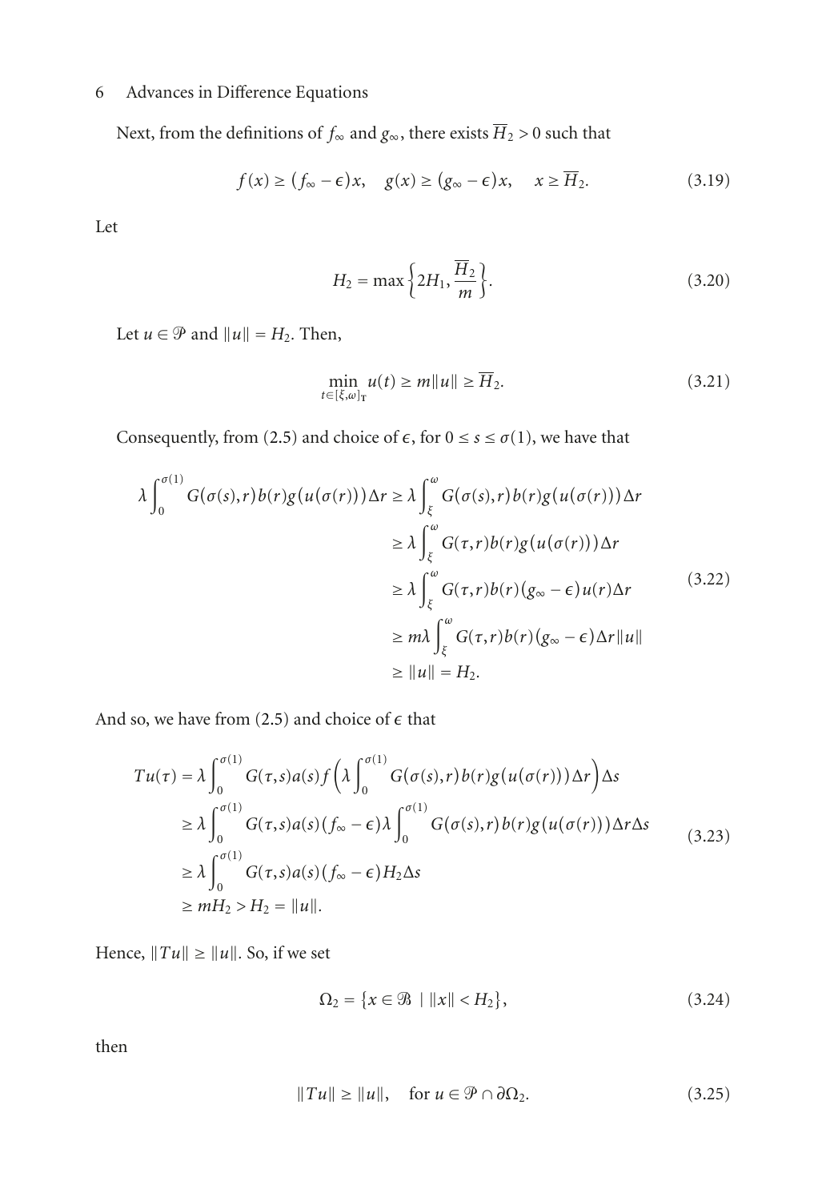Next, from the definitions of $f_\infty$ and $g_\infty$, there exists $\overline{H}_2 > 0$ such that

$$f(x) \geq (f_\infty - \epsilon)x, \quad g(x) \geq (g_\infty - \epsilon)x, \quad x \geq \overline{H}_2. \tag{3.19}$$

Let

$$H_2 = \max\left\{2H_1, \frac{\overline{H}_2}{m}\right\}. \tag{3.20}$$

Let $u \in \mathcal{P}$ and $\|u\| = H_2$. Then,

$$\min_{t \in [\xi,\omega]_{\mathbb{T}}} u(t) \geq m\|u\| \geq \overline{H}_2. \tag{3.21}$$

Consequently, from (2.5) and choice of $\epsilon$, for $0 \leq s \leq \sigma(1)$, we have that

$$\begin{aligned}
\lambda \int_0^{\sigma(1)} G(\sigma(s), r) b(r) g(u(\sigma(r)))\Delta r &\geq \lambda \int_\xi^\omega G(\sigma(s), r) b(r) g(u(\sigma(r)))\Delta r \\
&\geq \lambda \int_\xi^\omega G(\tau, r) b(r) g(u(\sigma(r)))\Delta r \\
&\geq \lambda \int_\xi^\omega G(\tau, r) b(r)(g_\infty - \epsilon) u(r)\Delta r \\
&\geq m\lambda \int_\xi^\omega G(\tau, r) b(r)(g_\infty - \epsilon)\Delta r \|u\| \\
&\geq \|u\| = H_2.
\end{aligned} \tag{3.22}$$

And so, we have from (2.5) and choice of $\epsilon$ that

$$\begin{aligned}
Tu(\tau) &= \lambda \int_0^{\sigma(1)} G(\tau, s) a(s) f\left(\lambda \int_0^{\sigma(1)} G(\sigma(s), r) b(r) g(u(\sigma(r)))\Delta r\right)\Delta s \\
&\geq \lambda \int_0^{\sigma(1)} G(\tau, s) a(s)(f_\infty - \epsilon)\lambda \int_0^{\sigma(1)} G(\sigma(s), r) b(r) g(u(\sigma(r)))\Delta r \Delta s \\
&\geq \lambda \int_0^{\sigma(1)} G(\tau, s) a(s)(f_\infty - \epsilon) H_2 \Delta s \\
&\geq m H_2 > H_2 = \|u\|.
\end{aligned} \tag{3.23}$$

Hence, $\|Tu\| \geq \|u\|$. So, if we set

$$\Omega_2 = \{x \in \mathcal{B} \mid \|x\| < H_2\}, \tag{3.24}$$

then

$$\|Tu\| \geq \|u\|, \quad \text{for } u \in \mathcal{P} \cap \partial\Omega_2. \tag{3.25}$$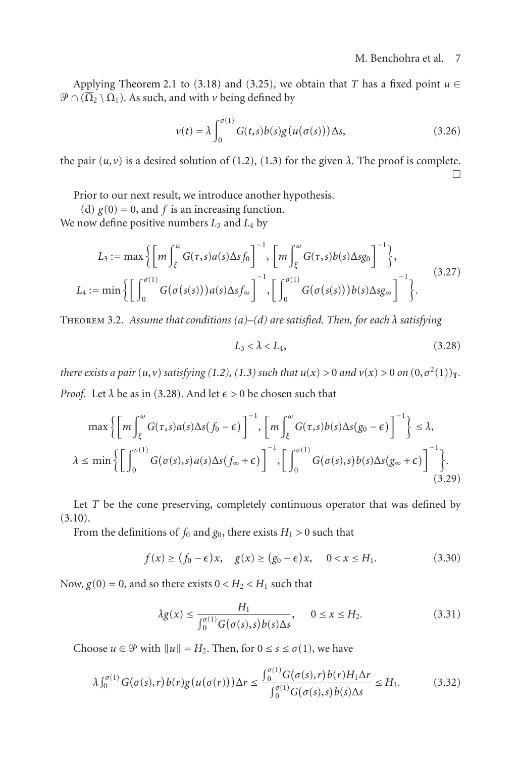Applying Theorem 2.1 to (3.18) and (3.25), we obtain that $T$ has a fixed point $u \in \mathcal{P} \cap (\overline{\Omega}_2 \setminus \Omega_1)$. As such, and with $v$ being defined by

$$v(t) = \lambda \int_0^{\sigma(1)} G(t,s)b(s)g\big(u(\sigma(s))\big)\Delta s, \tag{3.26}$$

the pair $(u,v)$ is a desired solution of (1.2), (1.3) for the given $\lambda$. The proof is complete. $\square$

Prior to our next result, we introduce another hypothesis.

(d) $g(0) = 0$, and $f$ is an increasing function.

We now define positive numbers $L_3$ and $L_4$ by

$$\begin{aligned} L_3 &:= \max\left\{\left[m\int_\xi^\omega G(\tau,s)a(s)\Delta s f_0\right]^{-1}, \left[m\int_\xi^\omega G(\tau,s)b(s)\Delta s g_0\right]^{-1}\right\}, \\ L_4 &:= \min\left\{\left[\int_0^{\sigma(1)} G\big(\sigma(s(s))\big)a(s)\Delta s f_\infty\right]^{-1}, \left[\int_0^{\sigma(1)} G\big(\sigma(s(s))\big)b(s)\Delta s g_\infty\right]^{-1}\right\}. \end{aligned} \tag{3.27}$$

**Theorem 3.2.** *Assume that conditions (a)–(d) are satisfied. Then, for each $\lambda$ satisfying*

$$L_3 < \lambda < L_4, \tag{3.28}$$

*there exists a pair $(u,v)$ satisfying (1.2), (1.3) such that $u(x) > 0$ and $v(x) > 0$ on $(0,\sigma^2(1))_{\mathbf{T}}$.*

*Proof.* Let $\lambda$ be as in (3.28). And let $\epsilon > 0$ be chosen such that

$$\begin{aligned} \max\left\{\left[m\int_\xi^\omega G(\tau,s)a(s)\Delta s(f_0-\epsilon)\right]^{-1}, \left[m\int_\xi^\omega G(\tau,s)b(s)\Delta s(g_0-\epsilon)\right]^{-1}\right\} &\le \lambda, \\ \lambda \le \min\left\{\left[\int_0^{\sigma(1)} G(\sigma(s),s)a(s)\Delta s(f_\infty+\epsilon)\right]^{-1}, \left[\int_0^{\sigma(1)} G(\sigma(s),s)b(s)\Delta s(g_\infty+\epsilon)\right]^{-1}\right\}&. \end{aligned} \tag{3.29}$$

Let $T$ be the cone preserving, completely continuous operator that was defined by (3.10).

From the definitions of $f_0$ and $g_0$, there exists $H_1 > 0$ such that

$$f(x) \ge (f_0-\epsilon)x, \quad g(x) \ge (g_0-\epsilon)x, \quad 0 < x \le H_1. \tag{3.30}$$

Now, $g(0) = 0$, and so there exists $0 < H_2 < H_1$ such that

$$\lambda g(x) \le \frac{H_1}{\int_0^{\sigma(1)} G(\sigma(s),s)b(s)\Delta s}, \quad 0 \le x \le H_2. \tag{3.31}$$

Choose $u \in \mathcal{P}$ with $\|u\| = H_2$. Then, for $0 \le s \le \sigma(1)$, we have

$$\lambda\int_0^{\sigma(1)} G(\sigma(s),r)b(r)g\big(u(\sigma(r))\big)\Delta r \le \frac{\int_0^{\sigma(1)} G(\sigma(s),r)b(r)H_1\Delta r}{\int_0^{\sigma(1)} G(\sigma(s),s)b(s)\Delta s} \le H_1. \tag{3.32}$$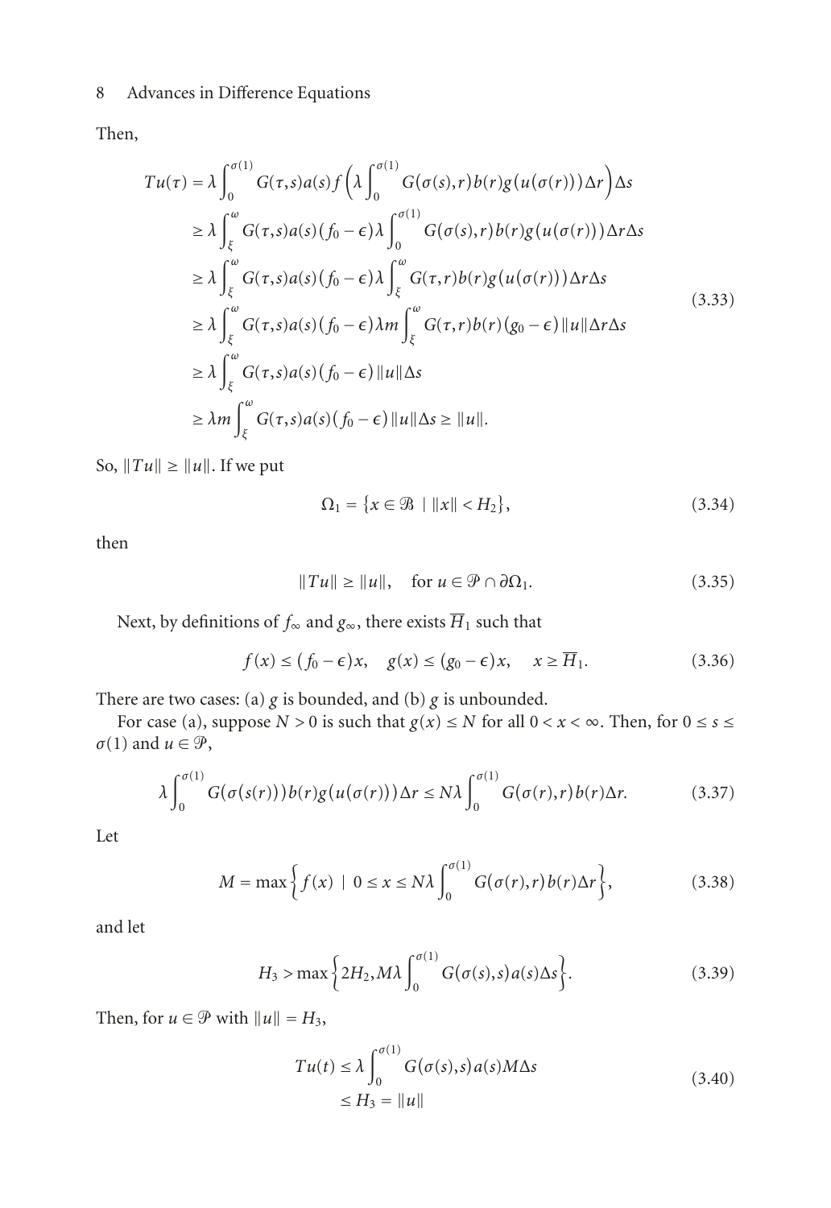Then,

$$
\begin{aligned}
Tu(\tau) &= \lambda \int_0^{\sigma(1)} G(\tau,s)a(s)f\left(\lambda \int_0^{\sigma(1)} G(\sigma(s),r)b(r)g(u(\sigma(r)))\Delta r\right)\Delta s \\
&\geq \lambda \int_\xi^\omega G(\tau,s)a(s)(f_0-\epsilon)\lambda \int_0^{\sigma(1)} G(\sigma(s),r)b(r)g(u(\sigma(r)))\Delta r \Delta s \\
&\geq \lambda \int_\xi^\omega G(\tau,s)a(s)(f_0-\epsilon)\lambda \int_\xi^{\omega} G(\tau,r)b(r)g(u(\sigma(r)))\Delta r \Delta s \\
&\geq \lambda \int_\xi^\omega G(\tau,s)a(s)(f_0-\epsilon)\lambda m \int_\xi^{\omega} G(\tau,r)b(r)(g_0-\epsilon)\|u\|\Delta r \Delta s \\
&\geq \lambda \int_\xi^\omega G(\tau,s)a(s)(f_0-\epsilon)\|u\|\Delta s \\
&\geq \lambda m \int_\xi^\omega G(\tau,s)a(s)(f_0-\epsilon)\|u\|\Delta s \geq \|u\|.
\end{aligned}
\tag{3.33}
$$

So, $\|Tu\| \geq \|u\|$. If we put

$$
\Omega_1 = \{x \in \mathcal{B} \mid \|x\| < H_2\}, \tag{3.34}
$$

then

$$
\|Tu\| \geq \|u\|, \quad \text{for } u \in \mathcal{P} \cap \partial\Omega_1. \tag{3.35}
$$

Next, by definitions of $f_\infty$ and $g_\infty$, there exists $\overline{H}_1$ such that

$$
f(x) \leq (f_0 - \epsilon)x, \quad g(x) \leq (g_0 - \epsilon)x, \quad x \geq \overline{H}_1. \tag{3.36}
$$

There are two cases: (a) $g$ is bounded, and (b) $g$ is unbounded.

For case (a), suppose $N > 0$ is such that $g(x) \leq N$ for all $0 < x < \infty$. Then, for $0 \leq s \leq \sigma(1)$ and $u \in \mathcal{P}$,

$$
\lambda \int_0^{\sigma(1)} G(\sigma(s(r)))b(r)g(u(\sigma(r)))\Delta r \leq N\lambda \int_0^{\sigma(1)} G(\sigma(r),r)b(r)\Delta r. \tag{3.37}
$$

Let

$$
M = \max\left\{ f(x) \mid 0 \leq x \leq N\lambda \int_0^{\sigma(1)} G(\sigma(r),r)b(r)\Delta r \right\}, \tag{3.38}
$$

and let

$$
H_3 > \max\left\{ 2H_2, M\lambda \int_0^{\sigma(1)} G(\sigma(s),s)a(s)\Delta s \right\}. \tag{3.39}
$$

Then, for $u \in \mathcal{P}$ with $\|u\| = H_3$,

$$
\begin{aligned}
Tu(t) &\leq \lambda \int_0^{\sigma(1)} G(\sigma(s),s)a(s)M\Delta s \\
&\leq H_3 = \|u\|
\end{aligned}
\tag{3.40}
$$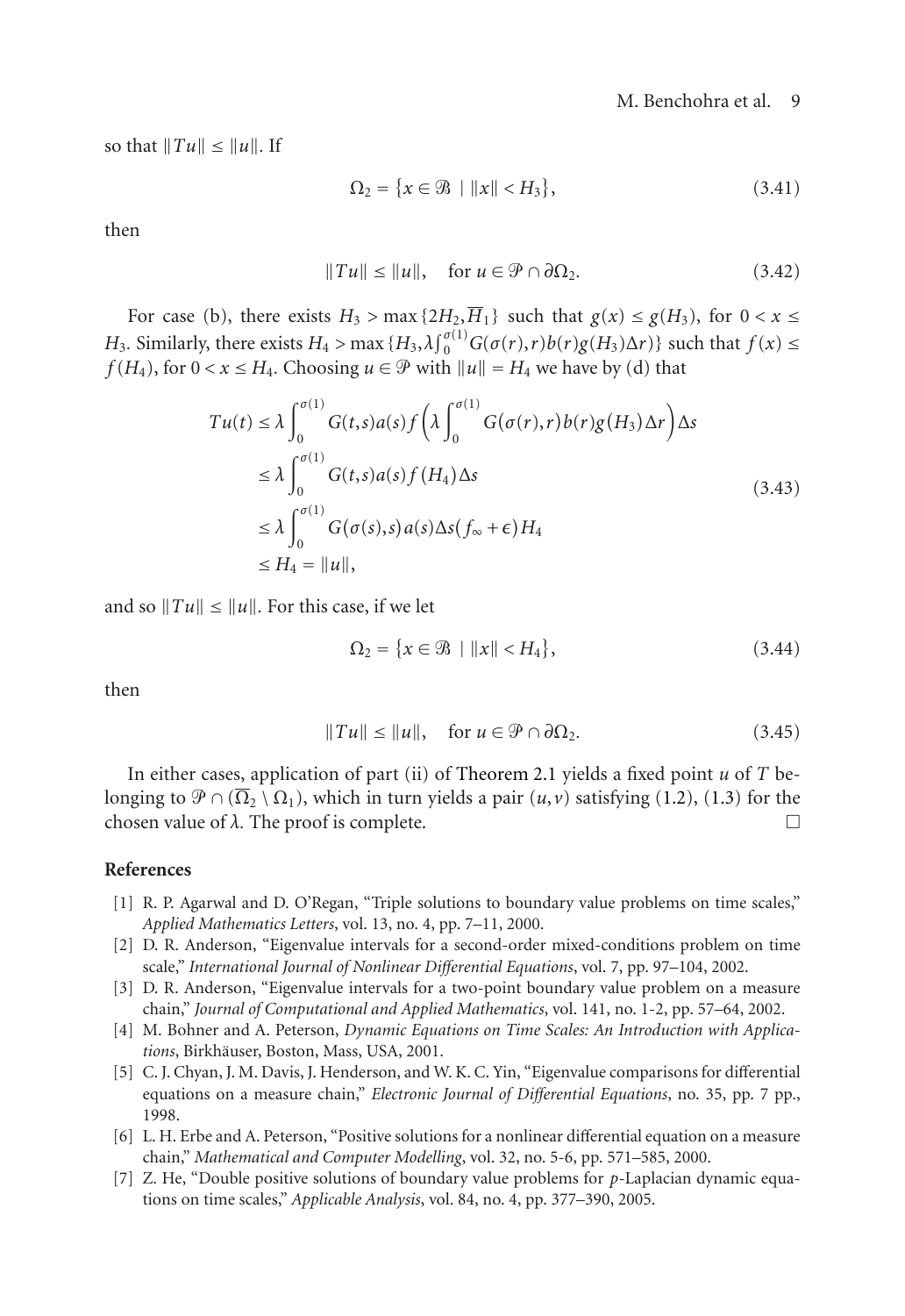so that $\|Tu\| \le \|u\|$. If

$$\Omega_2 = \{x \in \mathcal{B} \mid \|x\| < H_3\}, \tag{3.41}$$

then

$$\|Tu\| \le \|u\|, \quad \text{for } u \in \mathcal{P} \cap \partial\Omega_2. \tag{3.42}$$

For case (b), there exists $H_3 > \max\{2H_2, \overline{H}_1\}$ such that $g(x) \le g(H_3)$, for $0 < x \le H_3$. Similarly, there exists $H_4 > \max\{H_3, \lambda\int_0^{\sigma(1)} G(\sigma(r),r)b(r)g(H_3)\Delta r)\}$ such that $f(x) \le f(H_4)$, for $0 < x \le H_4$. Choosing $u \in \mathcal{P}$ with $\|u\| = H_4$ we have by (d) that

$$\begin{aligned}
Tu(t) &\le \lambda \int_0^{\sigma(1)} G(t,s)a(s) f\left(\lambda \int_0^{\sigma(1)} G(\sigma(r),r)b(r)g(H_3)\Delta r\right)\Delta s \\
&\le \lambda \int_0^{\sigma(1)} G(t,s)a(s) f(H_4)\Delta s \\
&\le \lambda \int_0^{\sigma(1)} G(\sigma(s),s)a(s)\Delta s (f_\infty + \epsilon) H_4 \\
&\le H_4 = \|u\|,
\end{aligned} \tag{3.43}$$

and so $\|Tu\| \le \|u\|$. For this case, if we let

$$\Omega_2 = \{x \in \mathcal{B} \mid \|x\| < H_4\}, \tag{3.44}$$

then

$$\|Tu\| \le \|u\|, \quad \text{for } u \in \mathcal{P} \cap \partial\Omega_2. \tag{3.45}$$

In either cases, application of part (ii) of Theorem 2.1 yields a fixed point $u$ of $T$ belonging to $\mathcal{P} \cap (\overline{\Omega}_2 \setminus \Omega_1)$, which in turn yields a pair $(u,v)$ satisfying (1.2), (1.3) for the chosen value of $\lambda$. The proof is complete. □

## References

[1] R. P. Agarwal and D. O'Regan, "Triple solutions to boundary value problems on time scales," *Applied Mathematics Letters*, vol. 13, no. 4, pp. 7–11, 2000.

[2] D. R. Anderson, "Eigenvalue intervals for a second-order mixed-conditions problem on time scale," *International Journal of Nonlinear Differential Equations*, vol. 7, pp. 97–104, 2002.

[3] D. R. Anderson, "Eigenvalue intervals for a two-point boundary value problem on a measure chain," *Journal of Computational and Applied Mathematics*, vol. 141, no. 1-2, pp. 57–64, 2002.

[4] M. Bohner and A. Peterson, *Dynamic Equations on Time Scales: An Introduction with Applications*, Birkhäuser, Boston, Mass, USA, 2001.

[5] C. J. Chyan, J. M. Davis, J. Henderson, and W. K. C. Yin, "Eigenvalue comparisons for differential equations on a measure chain," *Electronic Journal of Differential Equations*, no. 35, pp. 7 pp., 1998.

[6] L. H. Erbe and A. Peterson, "Positive solutions for a nonlinear differential equation on a measure chain," *Mathematical and Computer Modelling*, vol. 32, no. 5-6, pp. 571–585, 2000.

[7] Z. He, "Double positive solutions of boundary value problems for $p$-Laplacian dynamic equations on time scales," *Applicable Analysis*, vol. 84, no. 4, pp. 377–390, 2005.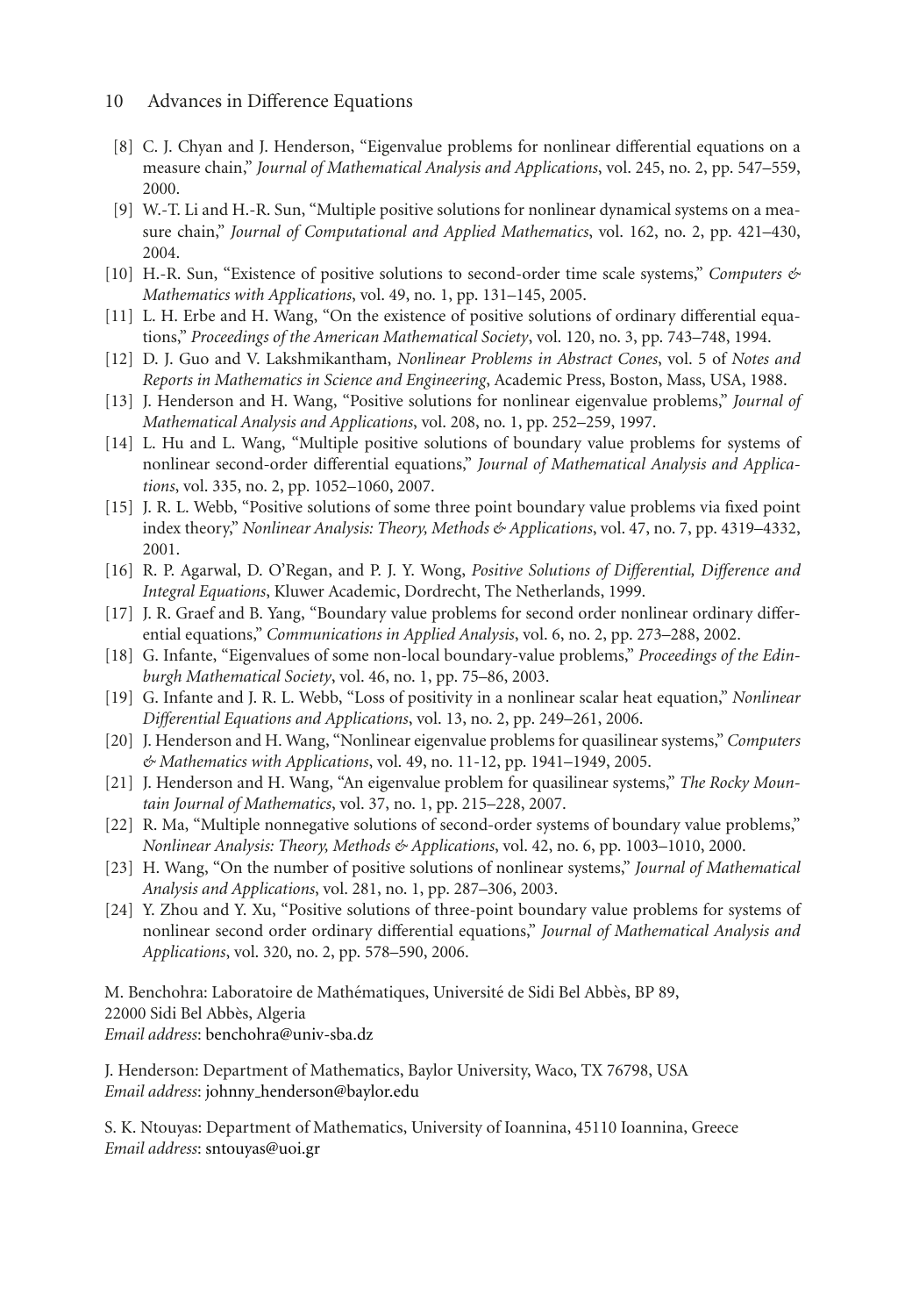[8] C. J. Chyan and J. Henderson, "Eigenvalue problems for nonlinear differential equations on a measure chain," *Journal of Mathematical Analysis and Applications*, vol. 245, no. 2, pp. 547–559, 2000.

[9] W.-T. Li and H.-R. Sun, "Multiple positive solutions for nonlinear dynamical systems on a measure chain," *Journal of Computational and Applied Mathematics*, vol. 162, no. 2, pp. 421–430, 2004.

[10] H.-R. Sun, "Existence of positive solutions to second-order time scale systems," *Computers & Mathematics with Applications*, vol. 49, no. 1, pp. 131–145, 2005.

[11] L. H. Erbe and H. Wang, "On the existence of positive solutions of ordinary differential equations," *Proceedings of the American Mathematical Society*, vol. 120, no. 3, pp. 743–748, 1994.

[12] D. J. Guo and V. Lakshmikantham, *Nonlinear Problems in Abstract Cones*, vol. 5 of *Notes and Reports in Mathematics in Science and Engineering*, Academic Press, Boston, Mass, USA, 1988.

[13] J. Henderson and H. Wang, "Positive solutions for nonlinear eigenvalue problems," *Journal of Mathematical Analysis and Applications*, vol. 208, no. 1, pp. 252–259, 1997.

[14] L. Hu and L. Wang, "Multiple positive solutions of boundary value problems for systems of nonlinear second-order differential equations," *Journal of Mathematical Analysis and Applications*, vol. 335, no. 2, pp. 1052–1060, 2007.

[15] J. R. L. Webb, "Positive solutions of some three point boundary value problems via fixed point index theory," *Nonlinear Analysis: Theory, Methods & Applications*, vol. 47, no. 7, pp. 4319–4332, 2001.

[16] R. P. Agarwal, D. O'Regan, and P. J. Y. Wong, *Positive Solutions of Differential, Difference and Integral Equations*, Kluwer Academic, Dordrecht, The Netherlands, 1999.

[17] J. R. Graef and B. Yang, "Boundary value problems for second order nonlinear ordinary differential equations," *Communications in Applied Analysis*, vol. 6, no. 2, pp. 273–288, 2002.

[18] G. Infante, "Eigenvalues of some non-local boundary-value problems," *Proceedings of the Edinburgh Mathematical Society*, vol. 46, no. 1, pp. 75–86, 2003.

[19] G. Infante and J. R. L. Webb, "Loss of positivity in a nonlinear scalar heat equation," *Nonlinear Differential Equations and Applications*, vol. 13, no. 2, pp. 249–261, 2006.

[20] J. Henderson and H. Wang, "Nonlinear eigenvalue problems for quasilinear systems," *Computers & Mathematics with Applications*, vol. 49, no. 11-12, pp. 1941–1949, 2005.

[21] J. Henderson and H. Wang, "An eigenvalue problem for quasilinear systems," *The Rocky Mountain Journal of Mathematics*, vol. 37, no. 1, pp. 215–228, 2007.

[22] R. Ma, "Multiple nonnegative solutions of second-order systems of boundary value problems," *Nonlinear Analysis: Theory, Methods & Applications*, vol. 42, no. 6, pp. 1003–1010, 2000.

[23] H. Wang, "On the number of positive solutions of nonlinear systems," *Journal of Mathematical Analysis and Applications*, vol. 281, no. 1, pp. 287–306, 2003.

[24] Y. Zhou and Y. Xu, "Positive solutions of three-point boundary value problems for systems of nonlinear second order ordinary differential equations," *Journal of Mathematical Analysis and Applications*, vol. 320, no. 2, pp. 578–590, 2006.

M. Benchohra: Laboratoire de Mathématiques, Université de Sidi Bel Abbès, BP 89, 22000 Sidi Bel Abbès, Algeria
*Email address*: benchohra@univ-sba.dz

J. Henderson: Department of Mathematics, Baylor University, Waco, TX 76798, USA
*Email address*: johnny_henderson@baylor.edu

S. K. Ntouyas: Department of Mathematics, University of Ioannina, 45110 Ioannina, Greece
*Email address*: sntouyas@uoi.gr